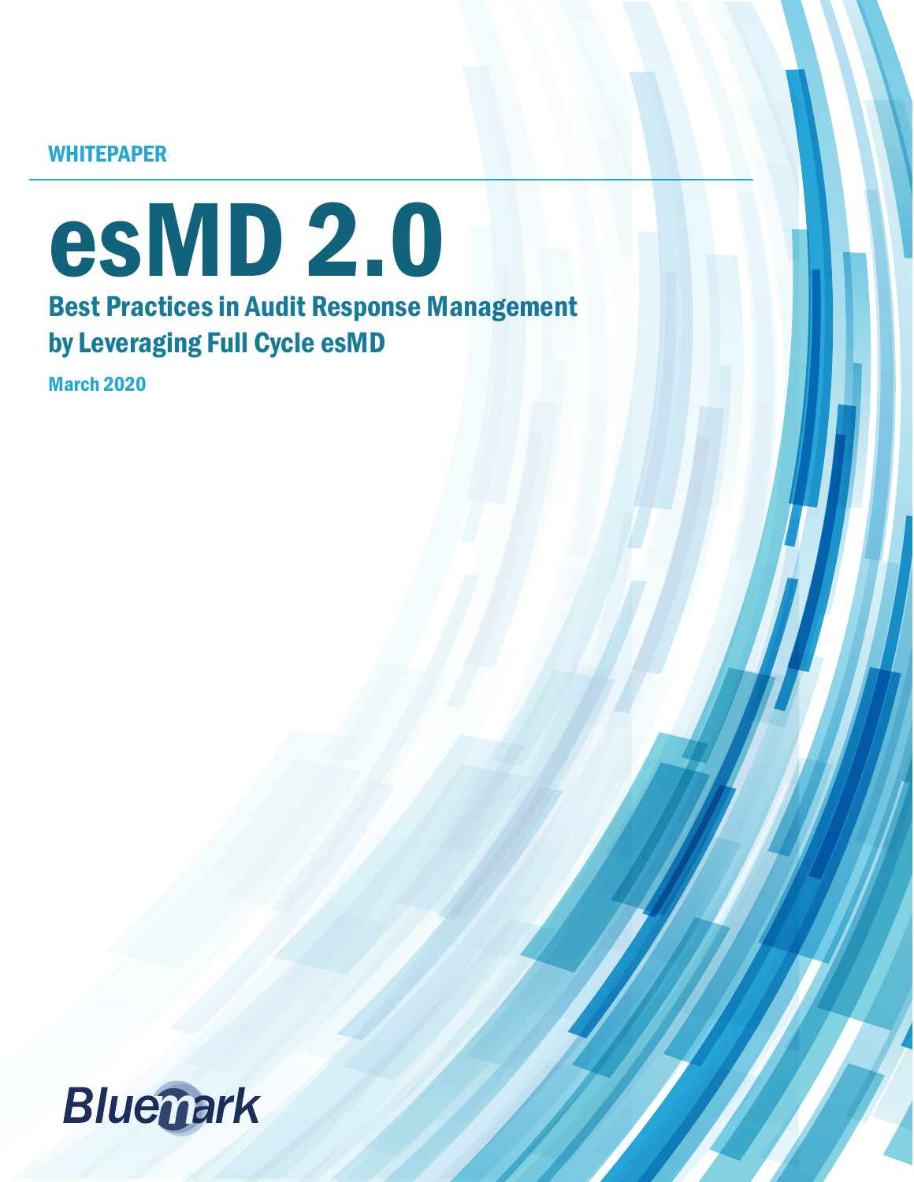WHITEPAPER

# esMD 2.0

## Best Practices in Audit Response Management by Leveraging Full Cycle esMD

March 2020

Bluemark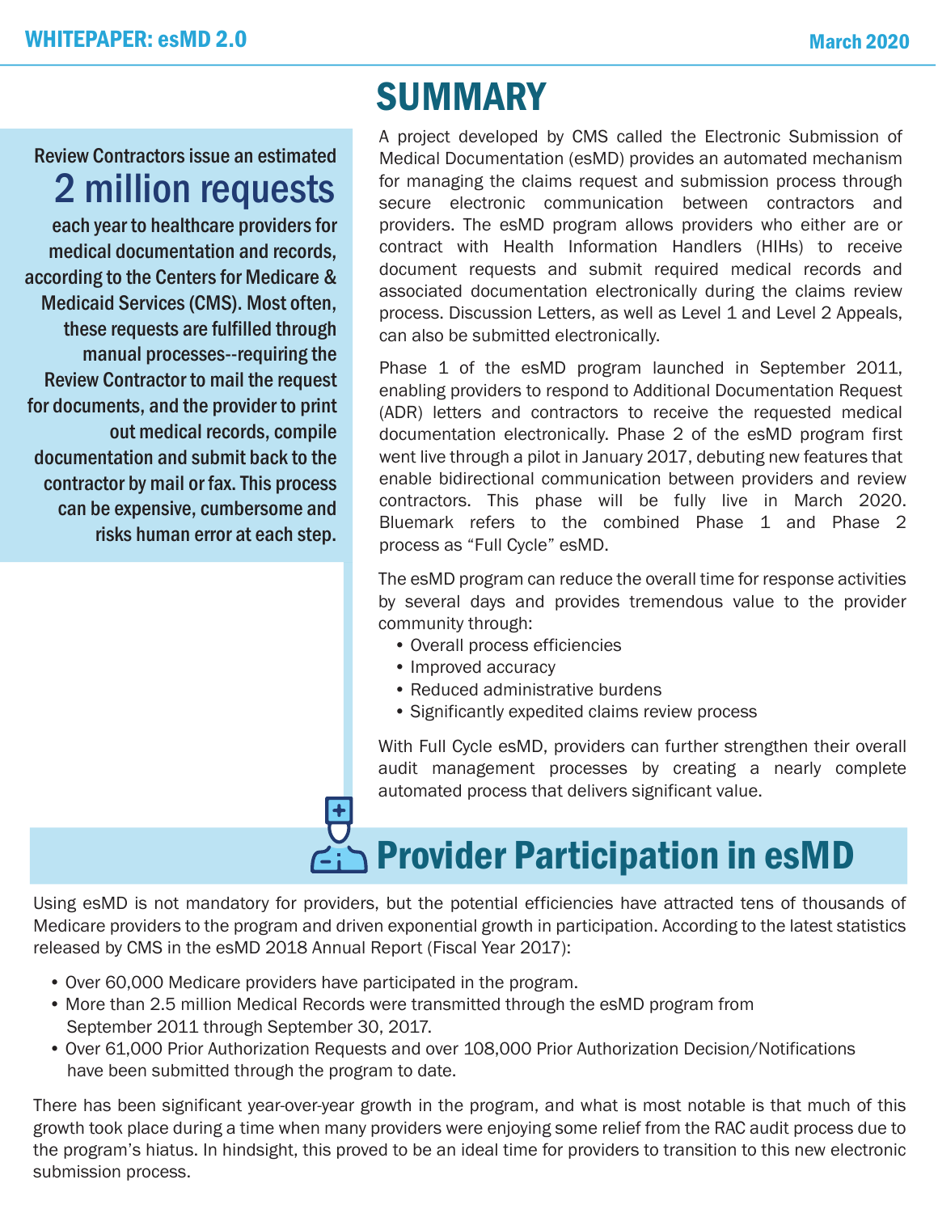Review Contractors issue an estimated **2 million requests** each year to healthcare providers for medical documentation and records, according to the Centers for Medicare & Medicaid Services (CMS). Most often, these requests are fulfilled through manual processes--requiring the Review Contractor to mail the request for documents, and the provider to print out medical records, compile documentation and submit back to the contractor by mail or fax. This process can be expensive, cumbersome and risks human error at each step.

# SUMMARY

A project developed by CMS called the Electronic Submission of Medical Documentation (esMD) provides an automated mechanism for managing the claims request and submission process through secure electronic communication between contractors and providers. The esMD program allows providers who either are or contract with Health Information Handlers (HIHs) to receive document requests and submit required medical records and associated documentation electronically during the claims review process. Discussion Letters, as well as Level 1 and Level 2 Appeals, can also be submitted electronically.

Phase 1 of the esMD program launched in September 2011, enabling providers to respond to Additional Documentation Request (ADR) letters and contractors to receive the requested medical documentation electronically. Phase 2 of the esMD program first went live through a pilot in January 2017, debuting new features that enable bidirectional communication between providers and review contractors. This phase will be fully live in March 2020. Bluemark refers to the combined Phase 1 and Phase 2 process as "Full Cycle" esMD.

The esMD program can reduce the overall time for response activities by several days and provides tremendous value to the provider community through:

- Overall process efficiencies
- Improved accuracy
- Reduced administrative burdens
- Significantly expedited claims review process

With Full Cycle esMD, providers can further strengthen their overall audit management processes by creating a nearly complete automated process that delivers significant value.

# Provider Participation in esMD

Using esMD is not mandatory for providers, but the potential efficiencies have attracted tens of thousands of Medicare providers to the program and driven exponential growth in participation. According to the latest statistics released by CMS in the esMD 2018 Annual Report (Fiscal Year 2017):

- Over 60,000 Medicare providers have participated in the program.
- More than 2.5 million Medical Records were transmitted through the esMD program from September 2011 through September 30, 2017.
- Over 61,000 Prior Authorization Requests and over 108,000 Prior Authorization Decision/Notifications have been submitted through the program to date.

There has been significant year-over-year growth in the program, and what is most notable is that much of this growth took place during a time when many providers were enjoying some relief from the RAC audit process due to the program's hiatus. In hindsight, this proved to be an ideal time for providers to transition to this new electronic submission process.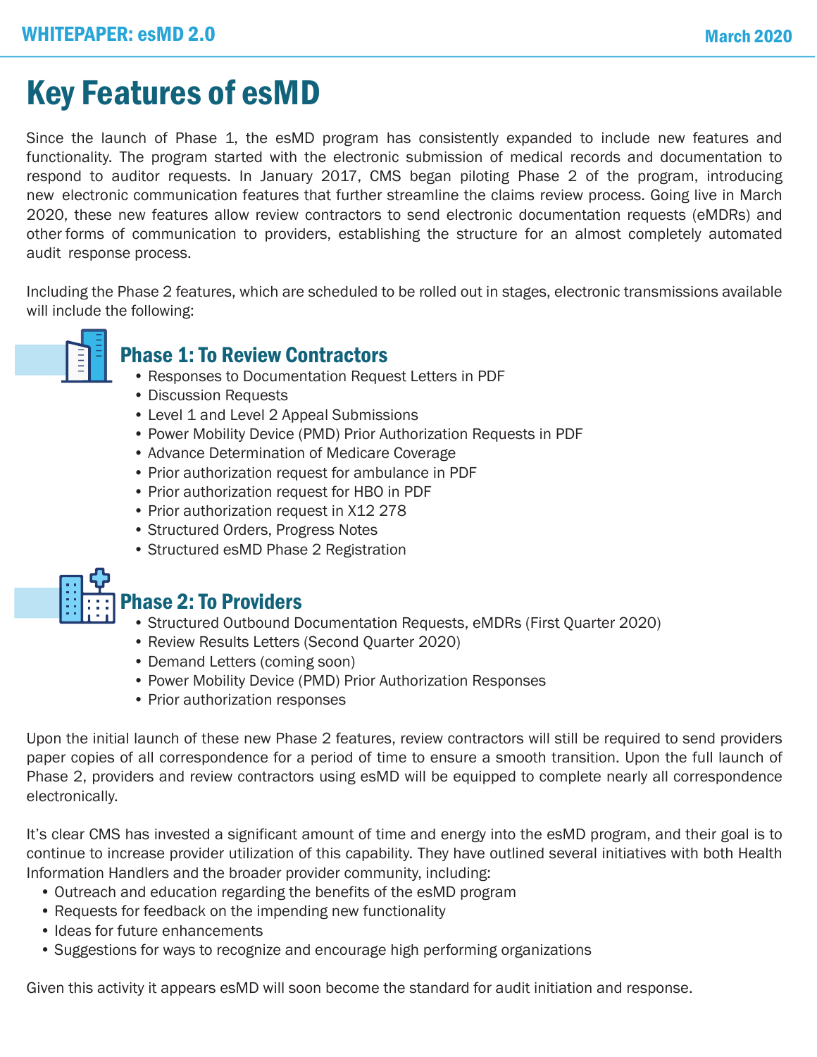# Key Features of esMD

Since the launch of Phase 1, the esMD program has consistently expanded to include new features and functionality. The program started with the electronic submission of medical records and documentation to respond to auditor requests. In January 2017, CMS began piloting Phase 2 of the program, introducing new electronic communication features that further streamline the claims review process. Going live in March 2020, these new features allow review contractors to send electronic documentation requests (eMDRs) and other forms of communication to providers, establishing the structure for an almost completely automated audit response process.

Including the Phase 2 features, which are scheduled to be rolled out in stages, electronic transmissions available will include the following:

## Phase 1: To Review Contractors

- Responses to Documentation Request Letters in PDF
- Discussion Requests
- Level 1 and Level 2 Appeal Submissions
- Power Mobility Device (PMD) Prior Authorization Requests in PDF
- Advance Determination of Medicare Coverage
- Prior authorization request for ambulance in PDF
- Prior authorization request for HBO in PDF
- Prior authorization request in X12 278
- Structured Orders, Progress Notes
- Structured esMD Phase 2 Registration

## Phase 2: To Providers

- Structured Outbound Documentation Requests, eMDRs (First Quarter 2020)
- Review Results Letters (Second Quarter 2020)
- Demand Letters (coming soon)
- Power Mobility Device (PMD) Prior Authorization Responses
- Prior authorization responses

Upon the initial launch of these new Phase 2 features, review contractors will still be required to send providers paper copies of all correspondence for a period of time to ensure a smooth transition. Upon the full launch of Phase 2, providers and review contractors using esMD will be equipped to complete nearly all correspondence electronically.

It's clear CMS has invested a significant amount of time and energy into the esMD program, and their goal is to continue to increase provider utilization of this capability. They have outlined several initiatives with both Health Information Handlers and the broader provider community, including:

- Outreach and education regarding the benefits of the esMD program
- Requests for feedback on the impending new functionality
- Ideas for future enhancements
- Suggestions for ways to recognize and encourage high performing organizations

Given this activity it appears esMD will soon become the standard for audit initiation and response.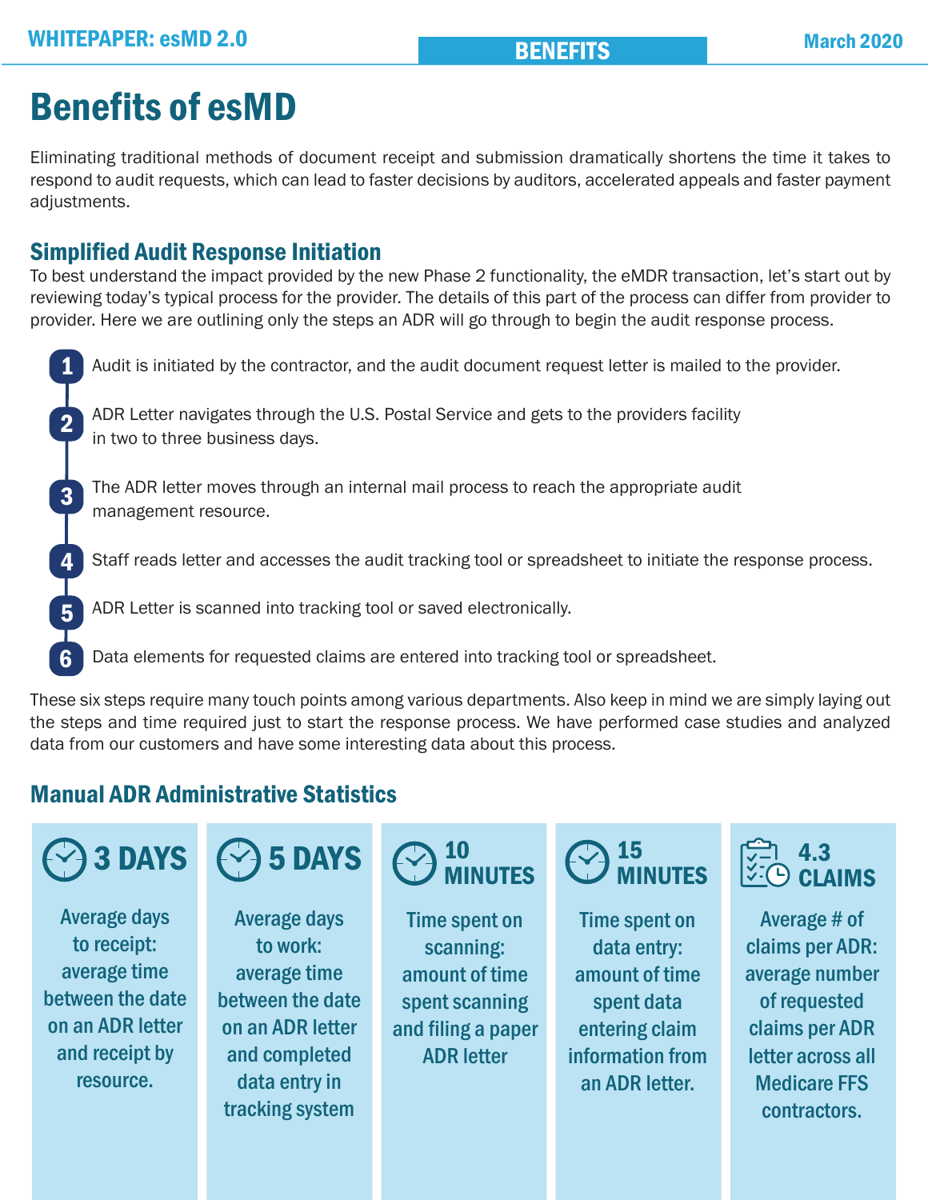# Benefits of esMD

Eliminating traditional methods of document receipt and submission dramatically shortens the time it takes to respond to audit requests, which can lead to faster decisions by auditors, accelerated appeals and faster payment adjustments.

## Simplified Audit Response Initiation

To best understand the impact provided by the new Phase 2 functionality, the eMDR transaction, let's start out by reviewing today's typical process for the provider. The details of this part of the process can differ from provider to provider. Here we are outlining only the steps an ADR will go through to begin the audit response process.

1. Audit is initiated by the contractor, and the audit document request letter is mailed to the provider.
2. ADR Letter navigates through the U.S. Postal Service and gets to the providers facility in two to three business days.
3. The ADR letter moves through an internal mail process to reach the appropriate audit management resource.
4. Staff reads letter and accesses the audit tracking tool or spreadsheet to initiate the response process.
5. ADR Letter is scanned into tracking tool or saved electronically.
6. Data elements for requested claims are entered into tracking tool or spreadsheet.

These six steps require many touch points among various departments. Also keep in mind we are simply laying out the steps and time required just to start the response process. We have performed case studies and analyzed data from our customers and have some interesting data about this process.

## Manual ADR Administrative Statistics

**3 DAYS**
Average days to receipt: average time between the date on an ADR letter and receipt by resource.

**5 DAYS**
Average days to work: average time between the date on an ADR letter and completed data entry in tracking system

**10 MINUTES**
Time spent on scanning: amount of time spent scanning and filing a paper ADR letter

**15 MINUTES**
Time spent on data entry: amount of time spent data entering claim information from an ADR letter.

**4.3 CLAIMS**
Average # of claims per ADR: average number of requested claims per ADR letter across all Medicare FFS contractors.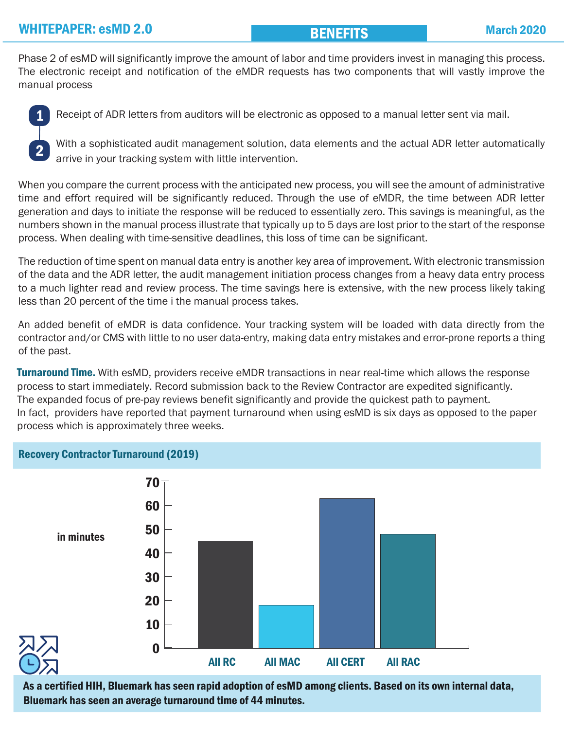## BENEFITS

Phase 2 of esMD will significantly improve the amount of labor and time providers invest in managing this process. The electronic receipt and notification of the eMDR requests has two components that will vastly improve the manual process

1. Receipt of ADR letters from auditors will be electronic as opposed to a manual letter sent via mail.
2. With a sophisticated audit management solution, data elements and the actual ADR letter automatically arrive in your tracking system with little intervention.

When you compare the current process with the anticipated new process, you will see the amount of administrative time and effort required will be significantly reduced. Through the use of eMDR, the time between ADR letter generation and days to initiate the response will be reduced to essentially zero. This savings is meaningful, as the numbers shown in the manual process illustrate that typically up to 5 days are lost prior to the start of the response process. When dealing with time-sensitive deadlines, this loss of time can be significant.

The reduction of time spent on manual data entry is another key area of improvement. With electronic transmission of the data and the ADR letter, the audit management initiation process changes from a heavy data entry process to a much lighter read and review process. The time savings here is extensive, with the new process likely taking less than 20 percent of the time i the manual process takes.

An added benefit of eMDR is data confidence. Your tracking system will be loaded with data directly from the contractor and/or CMS with little to no user data-entry, making data entry mistakes and error-prone reports a thing of the past.

**Turnaround Time.** With esMD, providers receive eMDR transactions in near real-time which allows the response process to start immediately. Record submission back to the Review Contractor are expedited significantly. The expanded focus of pre-pay reviews benefit significantly and provide the quickest path to payment. In fact, providers have reported that payment turnaround when using esMD is six days as opposed to the paper process which is approximately three weeks.

### Recovery Contractor Turnaround (2019)

in minutes

| Contractor | Turnaround (minutes, approx.) |
|---|---|
| All RC | 45 |
| All MAC | 18 |
| All CERT | 63 |
| All RAC | 48 |

**As a certified HIH, Bluemark has seen rapid adoption of esMD among clients. Based on its own internal data, Bluemark has seen an average turnaround time of 44 minutes.**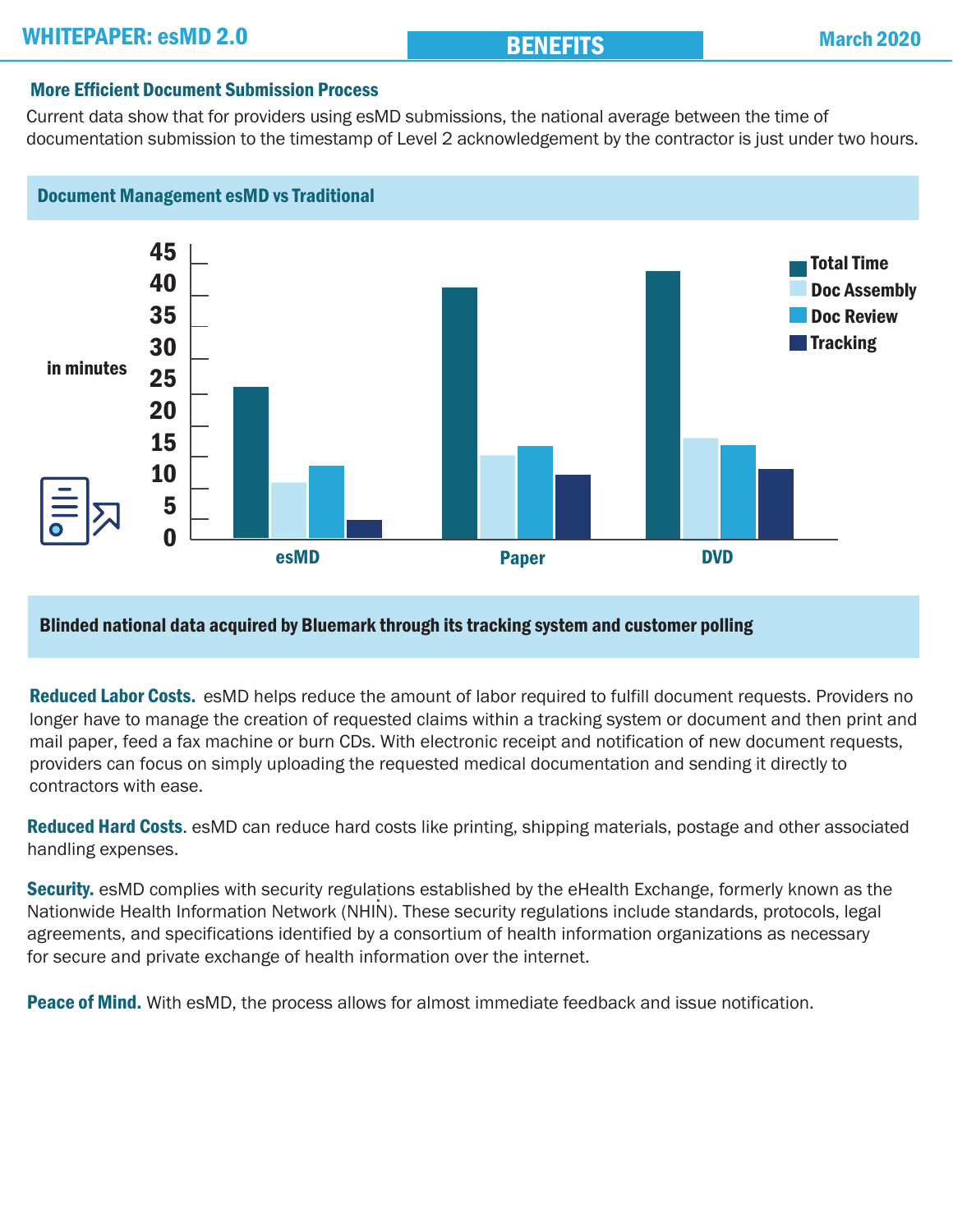## More Efficient Document Submission Process

Current data show that for providers using esMD submissions, the national average between the time of documentation submission to the timestamp of Level 2 acknowledgement by the contractor is just under two hours.

### Document Management esMD vs Traditional

**Blinded national data acquired by Bluemark through its tracking system and customer polling**

**Reduced Labor Costs.** esMD helps reduce the amount of labor required to fulfill document requests. Providers no longer have to manage the creation of requested claims within a tracking system or document and then print and mail paper, feed a fax machine or burn CDs. With electronic receipt and notification of new document requests, providers can focus on simply uploading the requested medical documentation and sending it directly to contractors with ease.

**Reduced Hard Costs.** esMD can reduce hard costs like printing, shipping materials, postage and other associated handling expenses.

**Security.** esMD complies with security regulations established by the eHealth Exchange, formerly known as the Nationwide Health Information Network (NHIN). These security regulations include standards, protocols, legal agreements, and specifications identified by a consortium of health information organizations as necessary for secure and private exchange of health information over the internet.

**Peace of Mind.** With esMD, the process allows for almost immediate feedback and issue notification.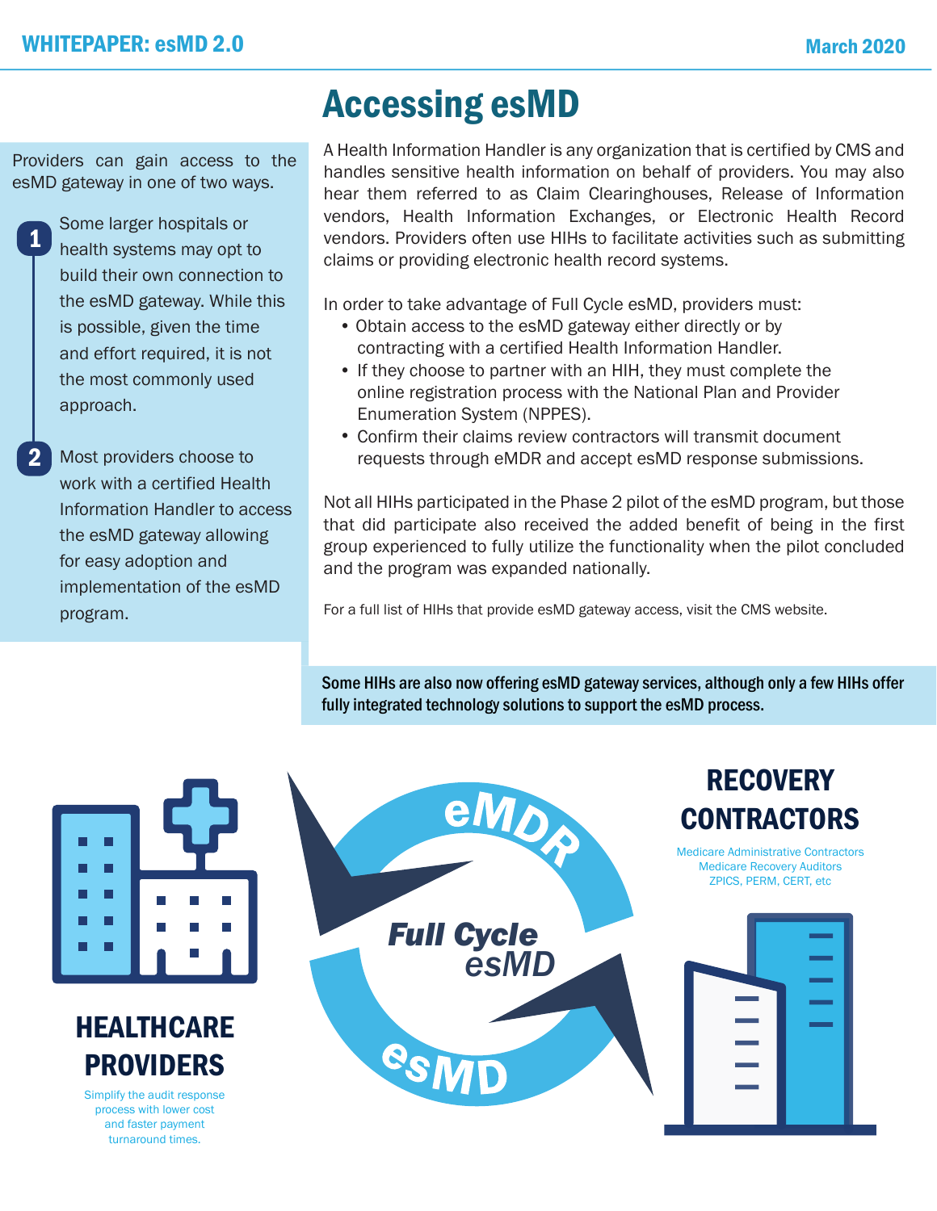# Accessing esMD

Providers can gain access to the esMD gateway in one of two ways.

1. Some larger hospitals or health systems may opt to build their own connection to the esMD gateway. While this is possible, given the time and effort required, it is not the most commonly used approach.
2. Most providers choose to work with a certified Health Information Handler to access the esMD gateway allowing for easy adoption and implementation of the esMD program.

A Health Information Handler is any organization that is certified by CMS and handles sensitive health information on behalf of providers. You may also hear them referred to as Claim Clearinghouses, Release of Information vendors, Health Information Exchanges, or Electronic Health Record vendors. Providers often use HIHs to facilitate activities such as submitting claims or providing electronic health record systems.

In order to take advantage of Full Cycle esMD, providers must:

- Obtain access to the esMD gateway either directly or by contracting with a certified Health Information Handler.
- If they choose to partner with an HIH, they must complete the online registration process with the National Plan and Provider Enumeration System (NPPES).
- Confirm their claims review contractors will transmit document requests through eMDR and accept esMD response submissions.

Not all HIHs participated in the Phase 2 pilot of the esMD program, but those that did participate also received the added benefit of being in the first group experienced to fully utilize the functionality when the pilot concluded and the program was expanded nationally.

For a full list of HIHs that provide esMD gateway access, visit the CMS website.

**Some HIHs are also now offering esMD gateway services, although only a few HIHs offer fully integrated technology solutions to support the esMD process.**

**HEALTHCARE PROVIDERS**

Simplify the audit response process with lower cost and faster payment turnaround times.

**Full Cycle esMD**

eMDR

esMD

**RECOVERY CONTRACTORS**

Medicare Administrative Contractors
Medicare Recovery Auditors
ZPICS, PERM, CERT, etc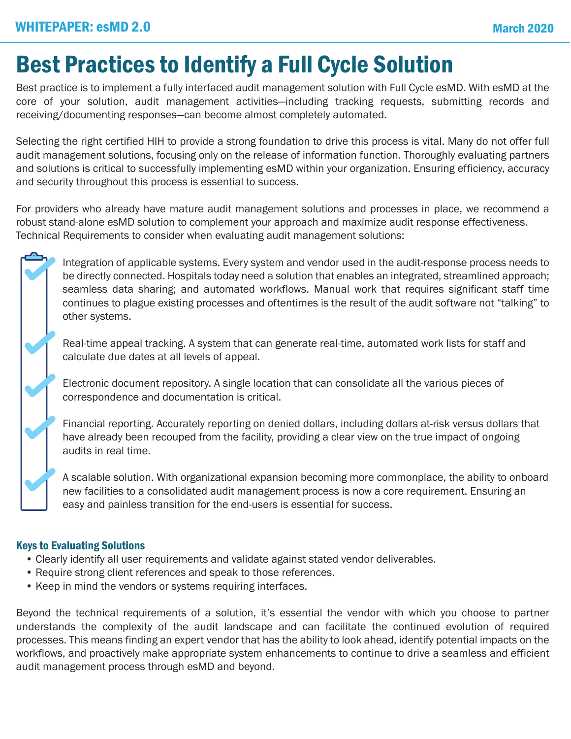# Best Practices to Identify a Full Cycle Solution

Best practice is to implement a fully interfaced audit management solution with Full Cycle esMD. With esMD at the core of your solution, audit management activities—including tracking requests, submitting records and receiving/documenting responses—can become almost completely automated.

Selecting the right certified HIH to provide a strong foundation to drive this process is vital. Many do not offer full audit management solutions, focusing only on the release of information function. Thoroughly evaluating partners and solutions is critical to successfully implementing esMD within your organization. Ensuring efficiency, accuracy and security throughout this process is essential to success.

For providers who already have mature audit management solutions and processes in place, we recommend a robust stand-alone esMD solution to complement your approach and maximize audit response effectiveness. Technical Requirements to consider when evaluating audit management solutions:

- Integration of applicable systems. Every system and vendor used in the audit-response process needs to be directly connected. Hospitals today need a solution that enables an integrated, streamlined approach; seamless data sharing; and automated workflows. Manual work that requires significant staff time continues to plague existing processes and oftentimes is the result of the audit software not "talking" to other systems.
- Real-time appeal tracking. A system that can generate real-time, automated work lists for staff and calculate due dates at all levels of appeal.
- Electronic document repository. A single location that can consolidate all the various pieces of correspondence and documentation is critical.
- Financial reporting. Accurately reporting on denied dollars, including dollars at-risk versus dollars that have already been recouped from the facility, providing a clear view on the true impact of ongoing audits in real time.
- A scalable solution. With organizational expansion becoming more commonplace, the ability to onboard new facilities to a consolidated audit management process is now a core requirement. Ensuring an easy and painless transition for the end-users is essential for success.

### Keys to Evaluating Solutions

- Clearly identify all user requirements and validate against stated vendor deliverables.
- Require strong client references and speak to those references.
- Keep in mind the vendors or systems requiring interfaces.

Beyond the technical requirements of a solution, it's essential the vendor with which you choose to partner understands the complexity of the audit landscape and can facilitate the continued evolution of required processes. This means finding an expert vendor that has the ability to look ahead, identify potential impacts on the workflows, and proactively make appropriate system enhancements to continue to drive a seamless and efficient audit management process through esMD and beyond.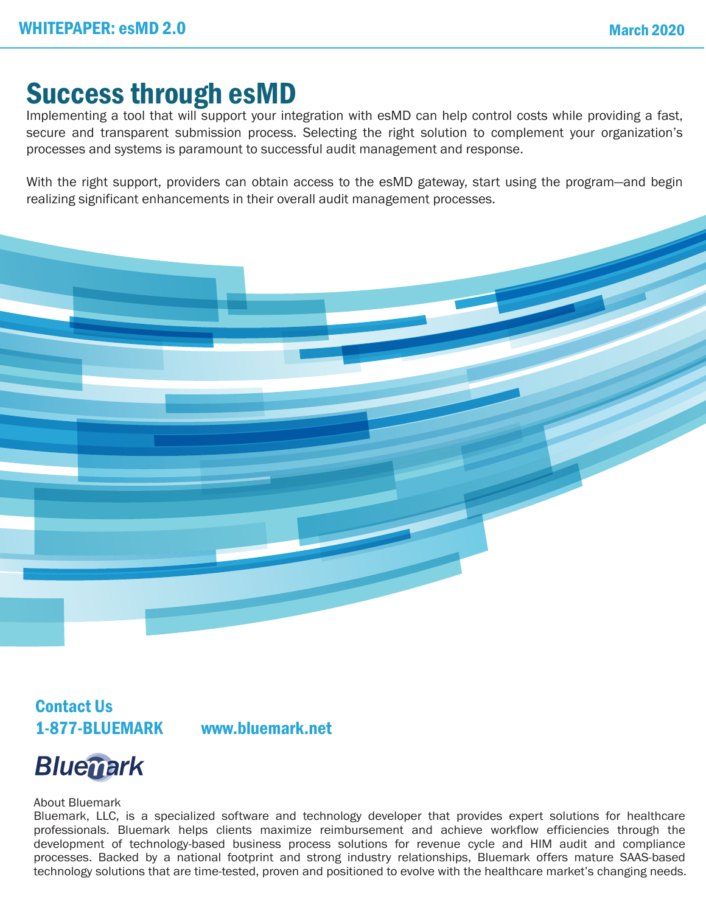# Success through esMD

Implementing a tool that will support your integration with esMD can help control costs while providing a fast, secure and transparent submission process. Selecting the right solution to complement your organization's processes and systems is paramount to successful audit management and response.

With the right support, providers can obtain access to the esMD gateway, start using the program—and begin realizing significant enhancements in their overall audit management processes.

**Contact Us**

**1-877-BLUEMARK** **www.bluemark.net**

Bluemark

About Bluemark

Bluemark, LLC, is a specialized software and technology developer that provides expert solutions for healthcare professionals. Bluemark helps clients maximize reimbursement and achieve workflow efficiencies through the development of technology-based business process solutions for revenue cycle and HIM audit and compliance processes. Backed by a national footprint and strong industry relationships, Bluemark offers mature SAAS-based technology solutions that are time-tested, proven and positioned to evolve with the healthcare market's changing needs.